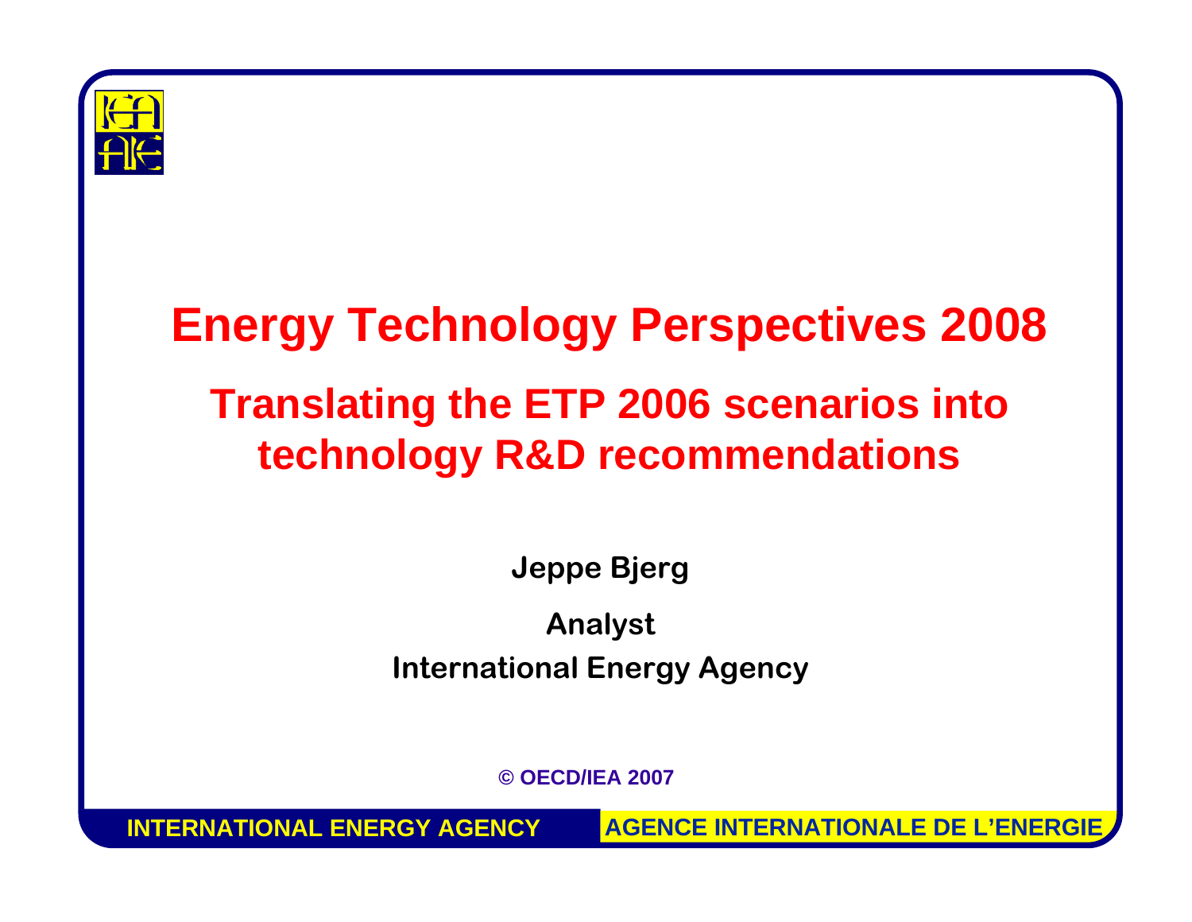# Energy Technology Perspectives 2008

## Translating the ETP 2006 scenarios into technology R&D recommendations

**Jeppe Bjerg**

**Analyst**

**International Energy Agency**

© OECD/IEA 2007

INTERNATIONAL ENERGY AGENCY AGENCE INTERNATIONALE DE L'ENERGIE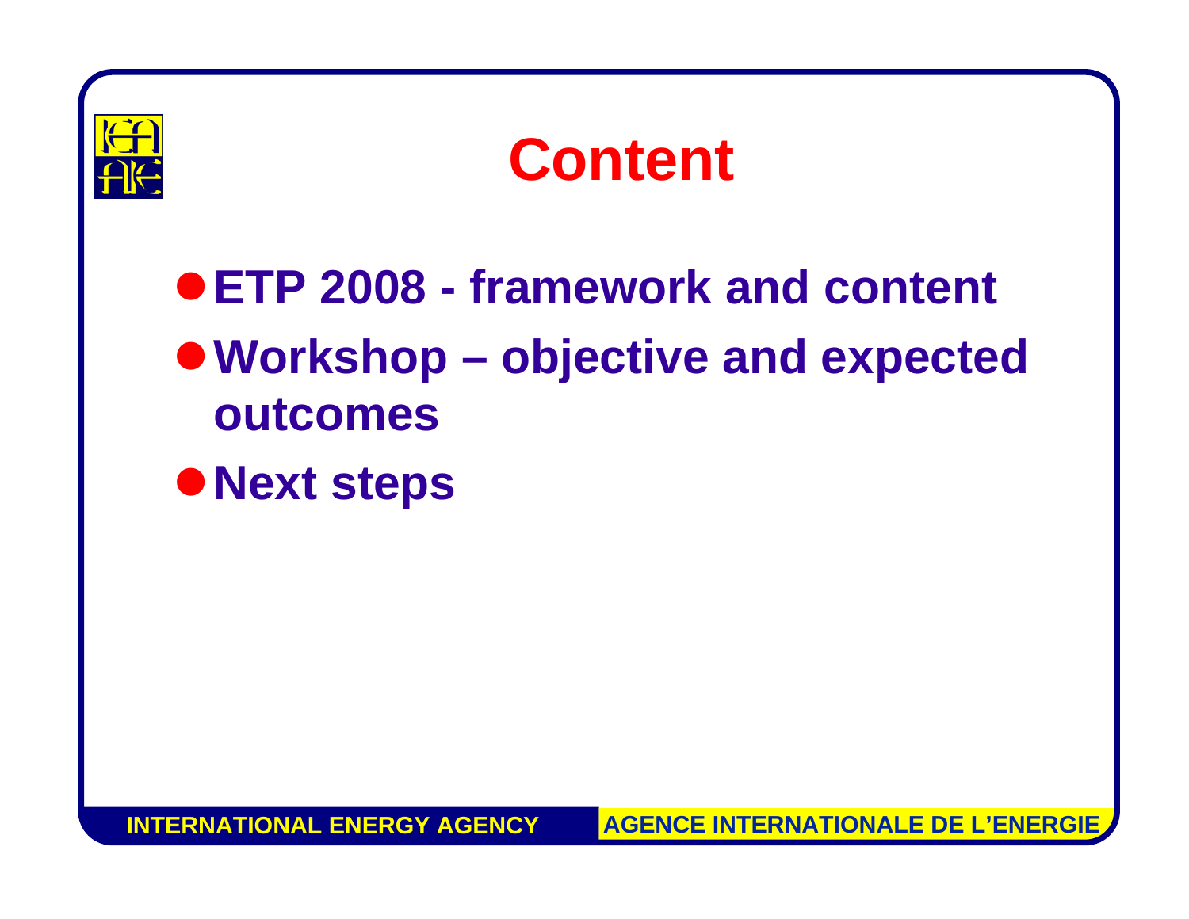# Content

- ETP 2008 - framework and content
- Workshop – objective and expected outcomes
- Next steps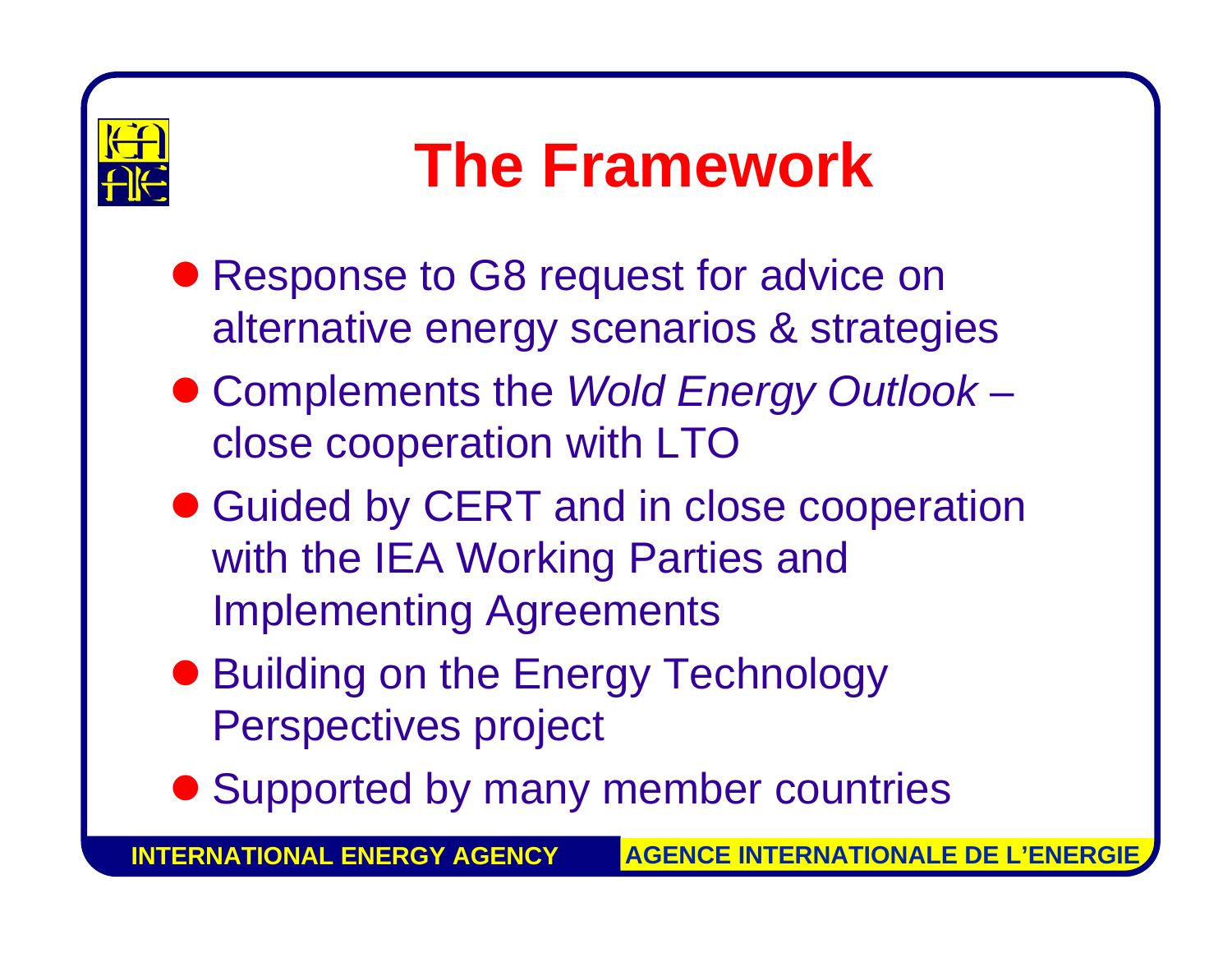# The Framework

- Response to G8 request for advice on alternative energy scenarios & strategies
- Complements the *Wold Energy Outlook* – close cooperation with LTO
- Guided by CERT and in close cooperation with the IEA Working Parties and Implementing Agreements
- Building on the Energy Technology Perspectives project
- Supported by many member countries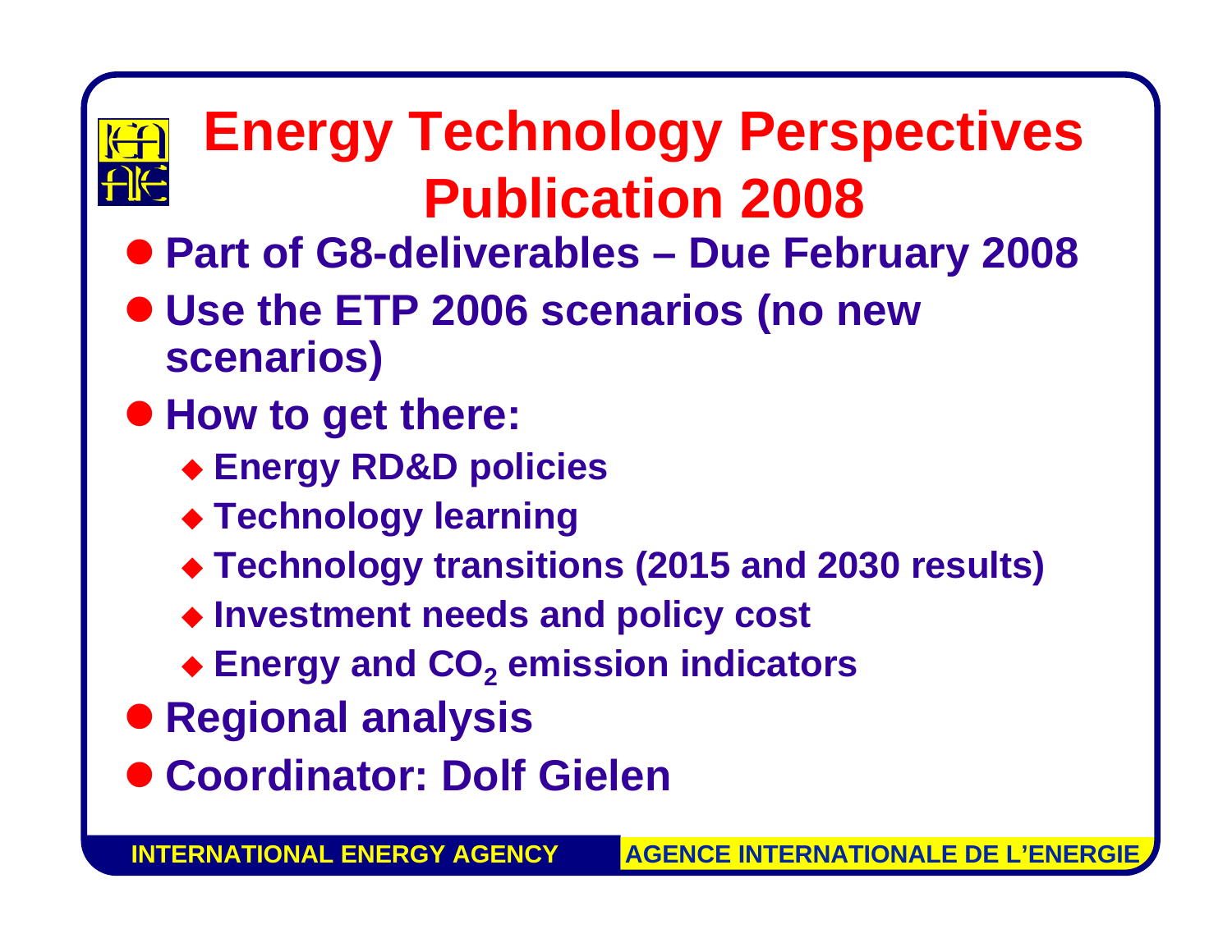# Energy Technology Perspectives Publication 2008

- **Part of G8-deliverables – Due February 2008**
- **Use the ETP 2006 scenarios (no new scenarios)**
- **How to get there:**
  - **Energy RD&D policies**
  - **Technology learning**
  - **Technology transitions (2015 and 2030 results)**
  - **Investment needs and policy cost**
  - **Energy and $CO_2$ emission indicators**
- **Regional analysis**
- **Coordinator: Dolf Gielen**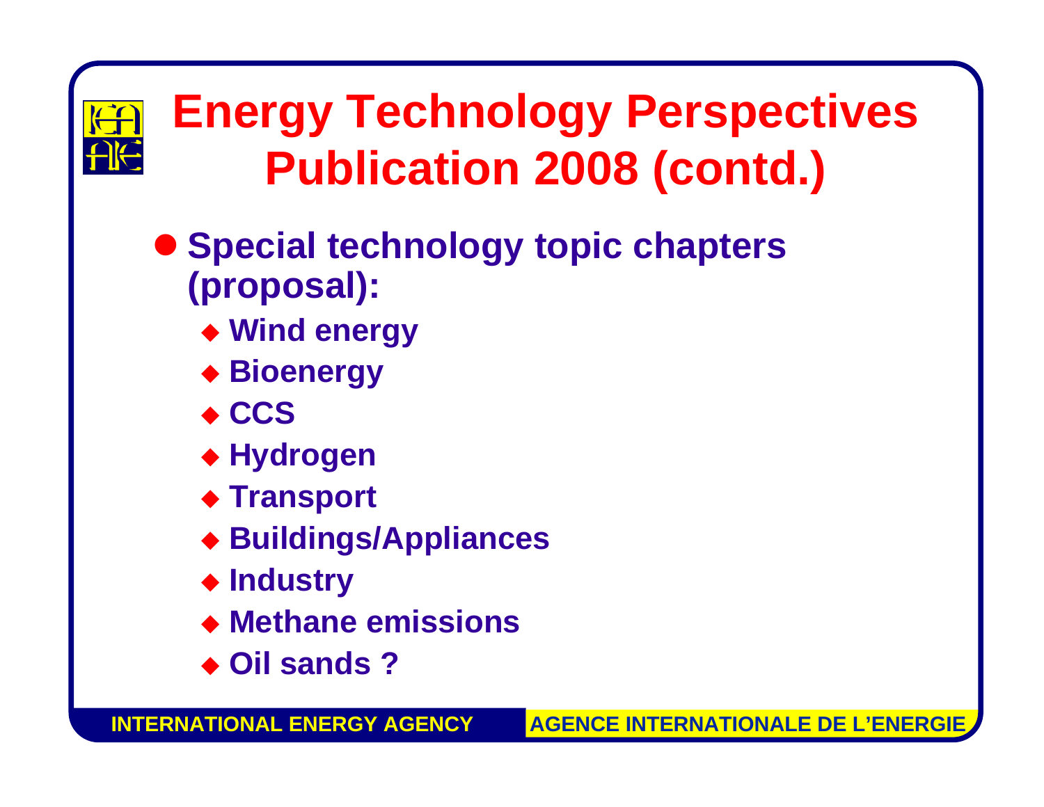# Energy Technology Perspectives Publication 2008 (contd.)

- **Special technology topic chapters (proposal):**
  - **Wind energy**
  - **Bioenergy**
  - **CCS**
  - **Hydrogen**
  - **Transport**
  - **Buildings/Appliances**
  - **Industry**
  - **Methane emissions**
  - **Oil sands ?**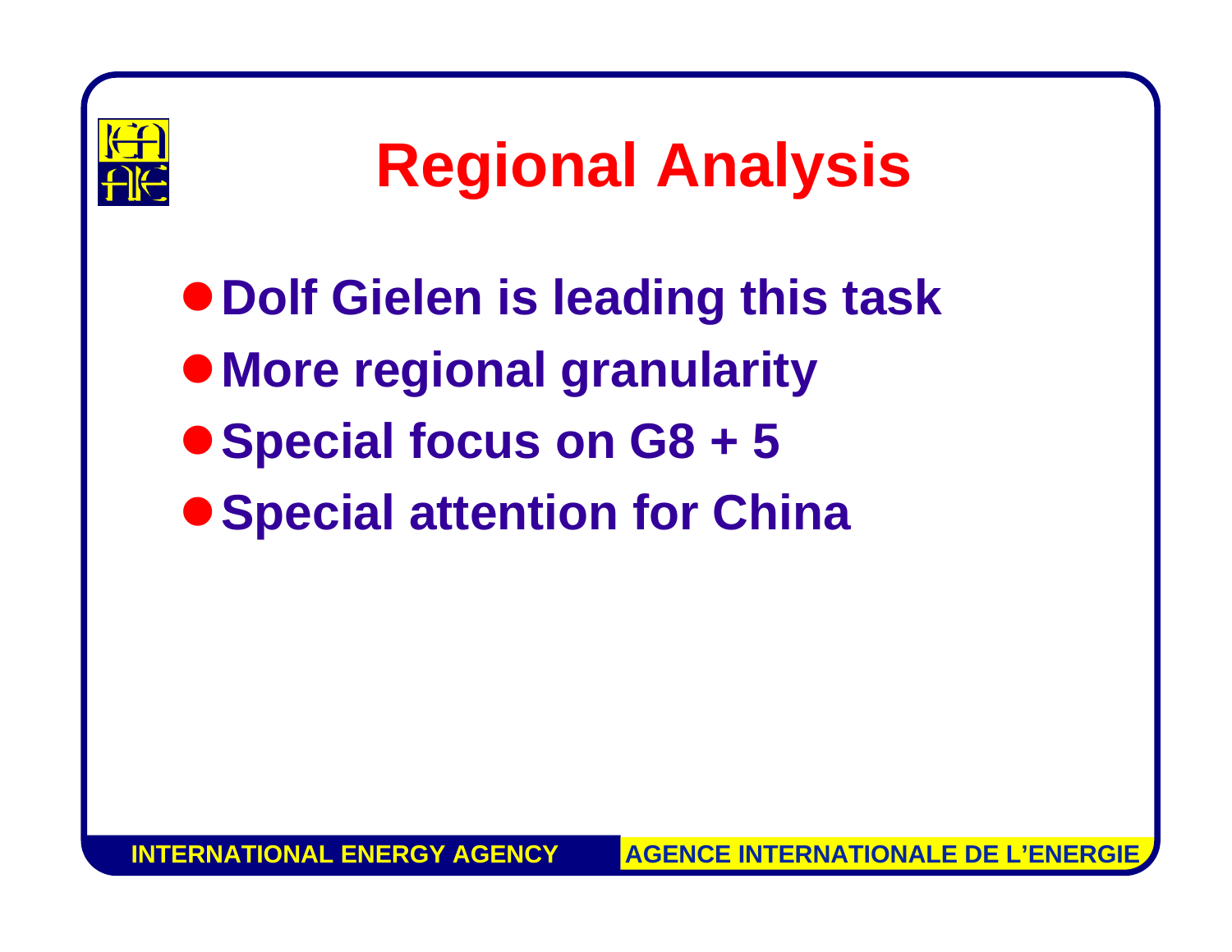# Regional Analysis

- Dolf Gielen is leading this task
- More regional granularity
- Special focus on G8 + 5
- Special attention for China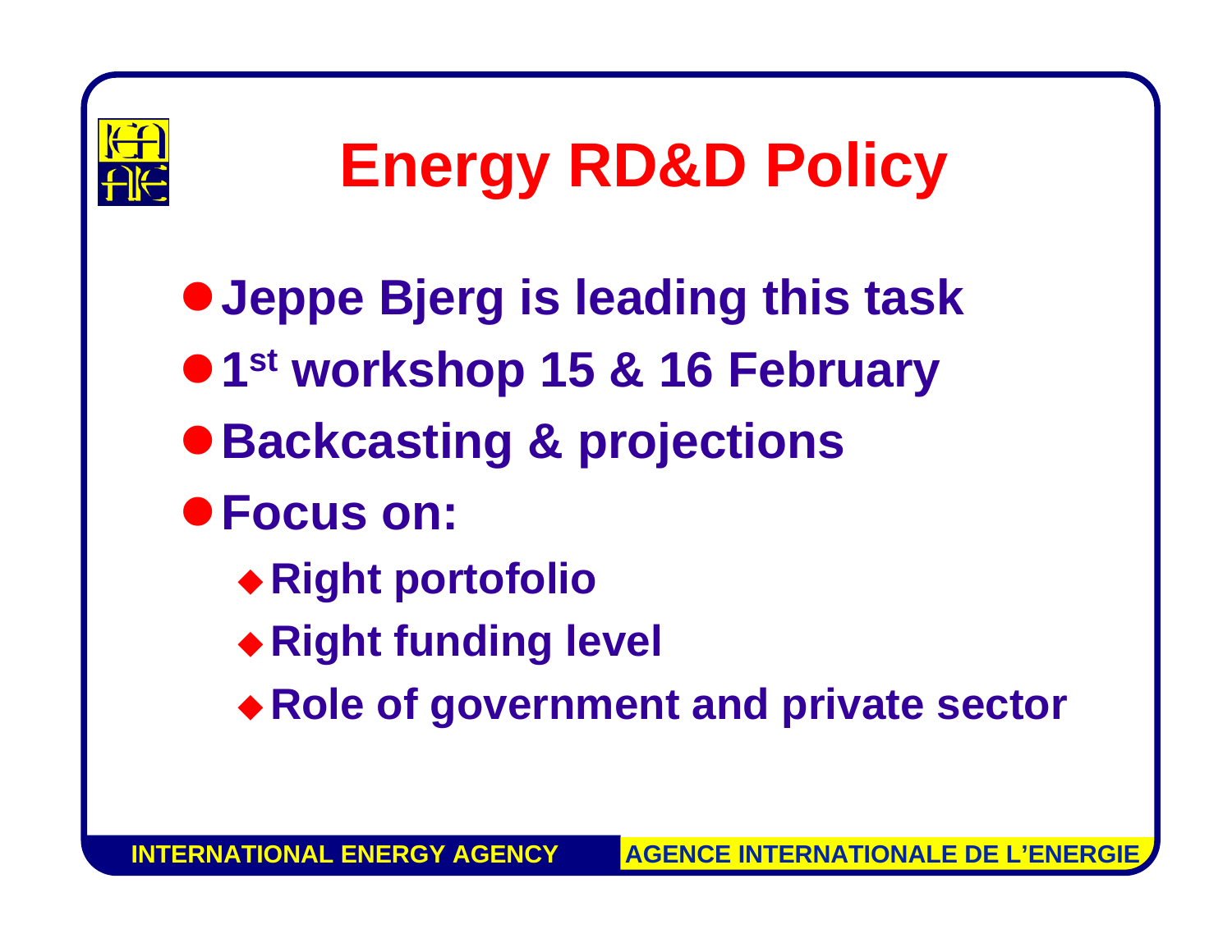# Energy RD&D Policy

- Jeppe Bjerg is leading this task
- 1st workshop 15 & 16 February
- Backcasting & projections
- Focus on:
  - Right portofolio
  - Right funding level
  - Role of government and private sector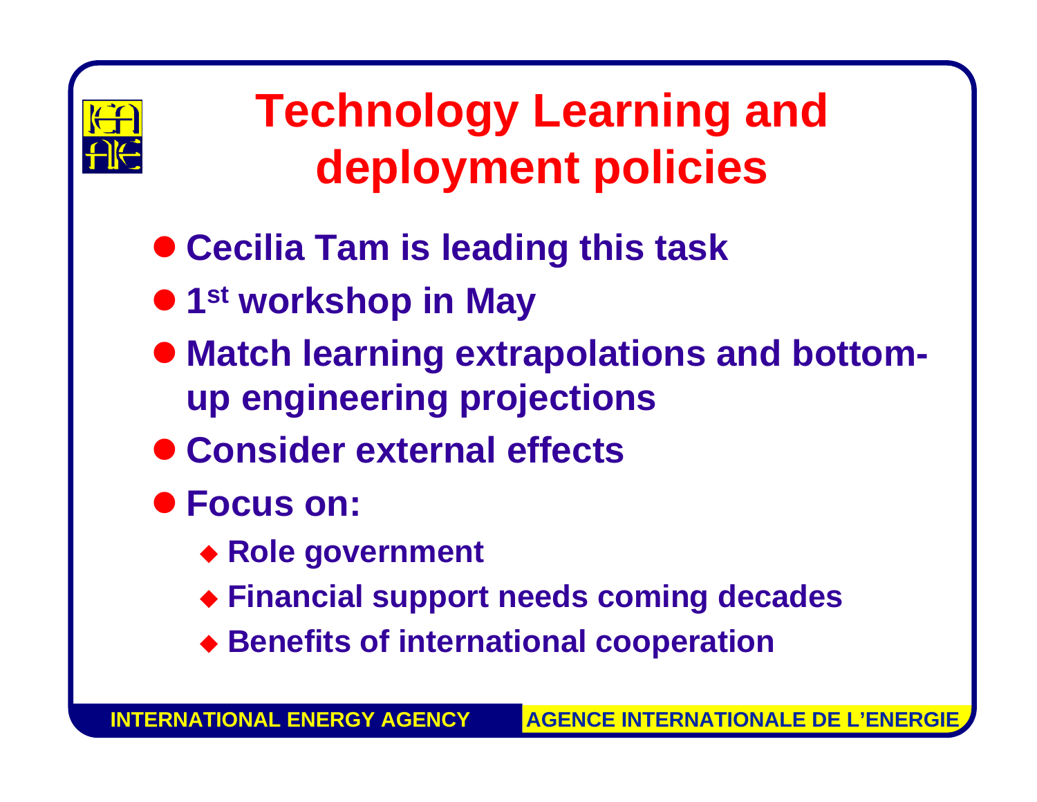# Technology Learning and deployment policies

- Cecilia Tam is leading this task
- 1st workshop in May
- Match learning extrapolations and bottom-up engineering projections
- Consider external effects
- Focus on:
  - Role government
  - Financial support needs coming decades
  - Benefits of international cooperation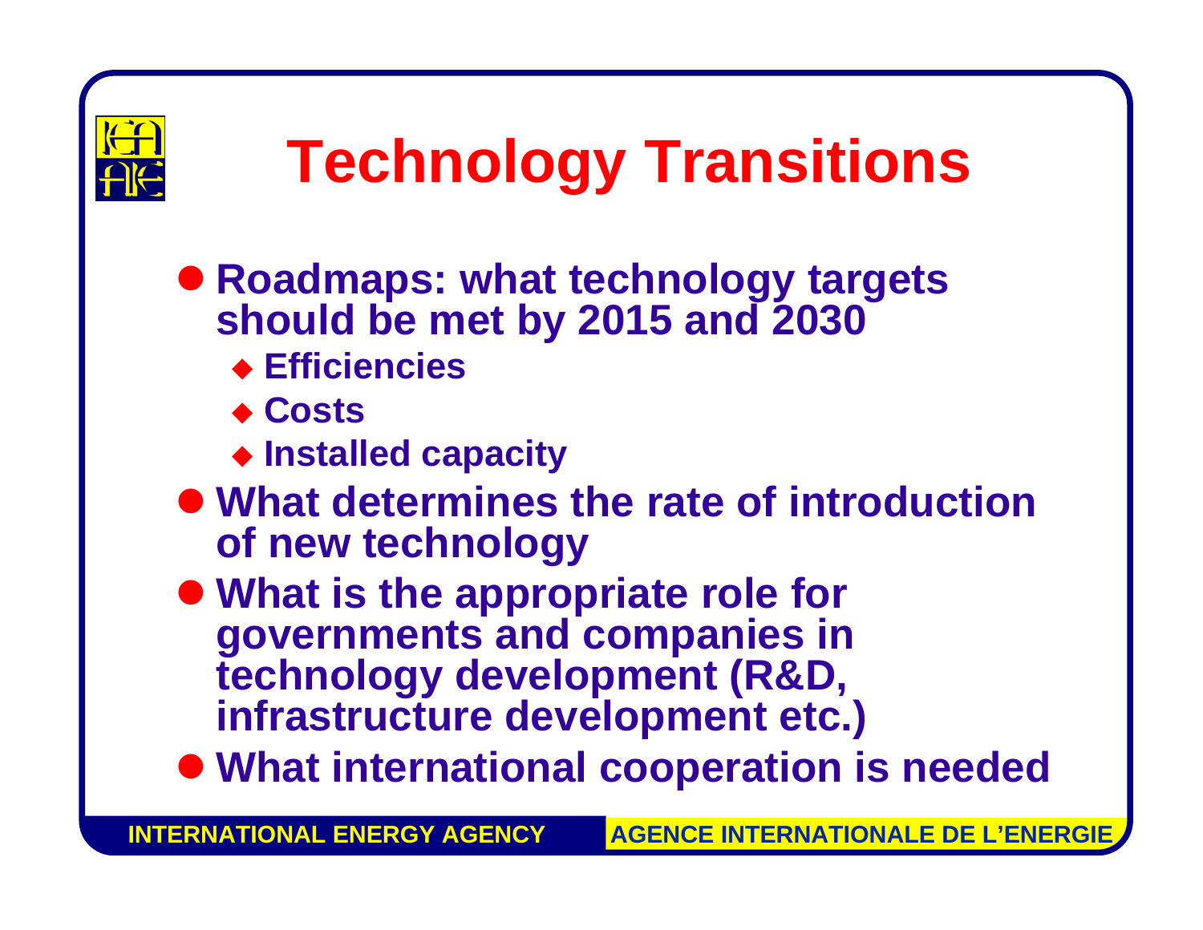# Technology Transitions

- **Roadmaps: what technology targets should be met by 2015 and 2030**
  - **Efficiencies**
  - **Costs**
  - **Installed capacity**
- **What determines the rate of introduction of new technology**
- **What is the appropriate role for governments and companies in technology development (R&D, infrastructure development etc.)**
- **What international cooperation is needed**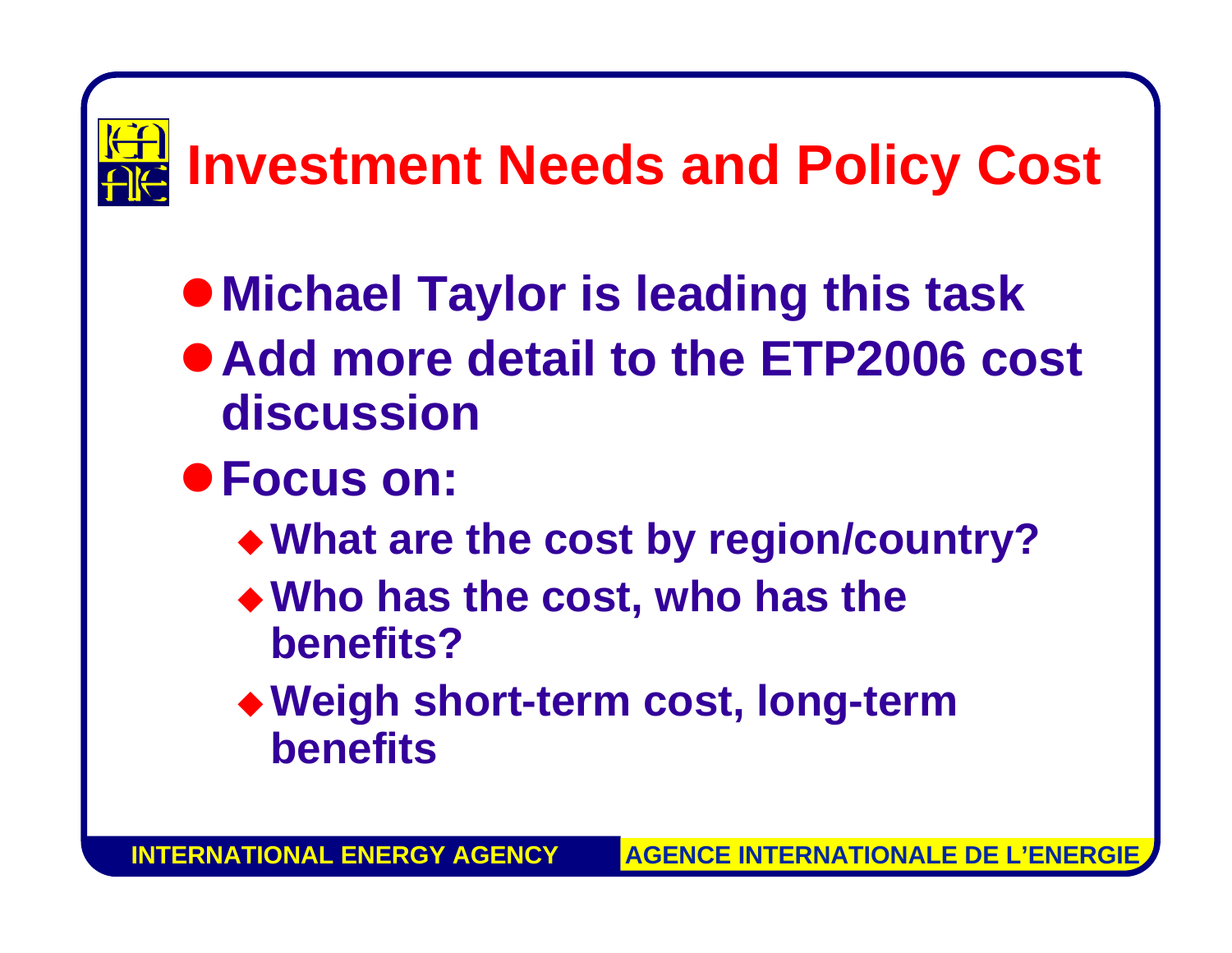# Investment Needs and Policy Cost

- Michael Taylor is leading this task
- Add more detail to the ETP2006 cost discussion
- Focus on:
  - What are the cost by region/country?
  - Who has the cost, who has the benefits?
  - Weigh short-term cost, long-term benefits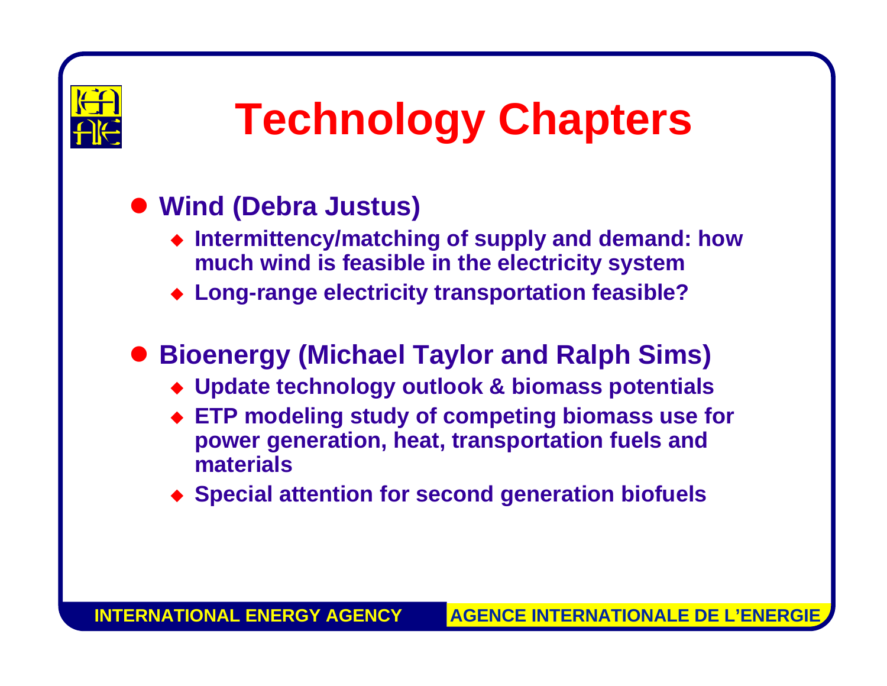# Technology Chapters

- **Wind (Debra Justus)**
  - **Intermittency/matching of supply and demand: how much wind is feasible in the electricity system**
  - **Long-range electricity transportation feasible?**
- **Bioenergy (Michael Taylor and Ralph Sims)**
  - **Update technology outlook & biomass potentials**
  - **ETP modeling study of competing biomass use for power generation, heat, transportation fuels and materials**
  - **Special attention for second generation biofuels**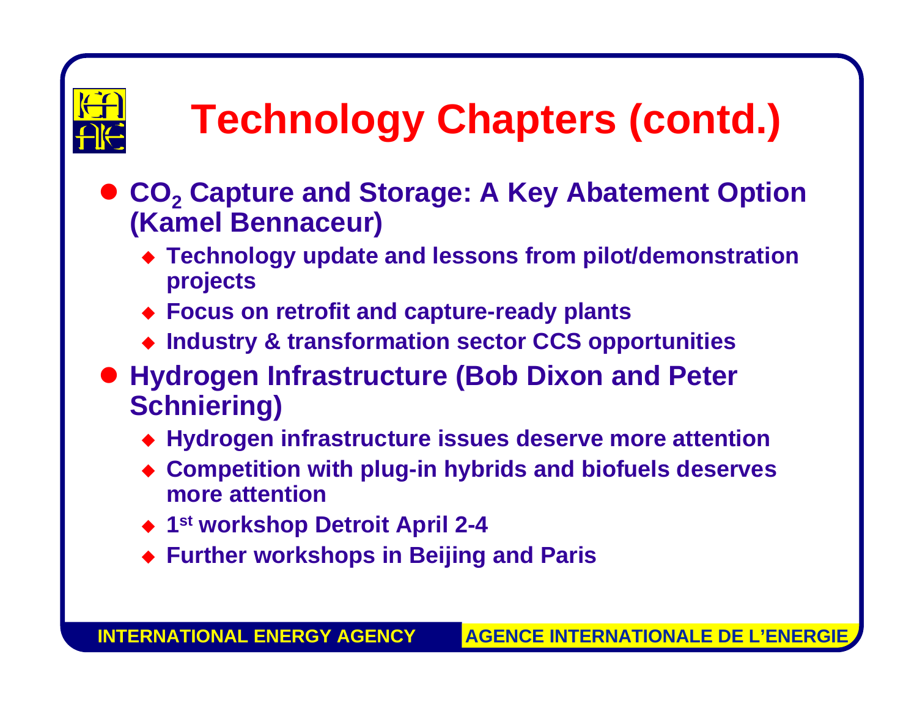# Technology Chapters (contd.)

- **$CO_2$ Capture and Storage: A Key Abatement Option (Kamel Bennaceur)**
  - **Technology update and lessons from pilot/demonstration projects**
  - **Focus on retrofit and capture-ready plants**
  - **Industry & transformation sector CCS opportunities**
- **Hydrogen Infrastructure (Bob Dixon and Peter Schniering)**
  - **Hydrogen infrastructure issues deserve more attention**
  - **Competition with plug-in hybrids and biofuels deserves more attention**
  - **1st workshop Detroit April 2-4**
  - **Further workshops in Beijing and Paris**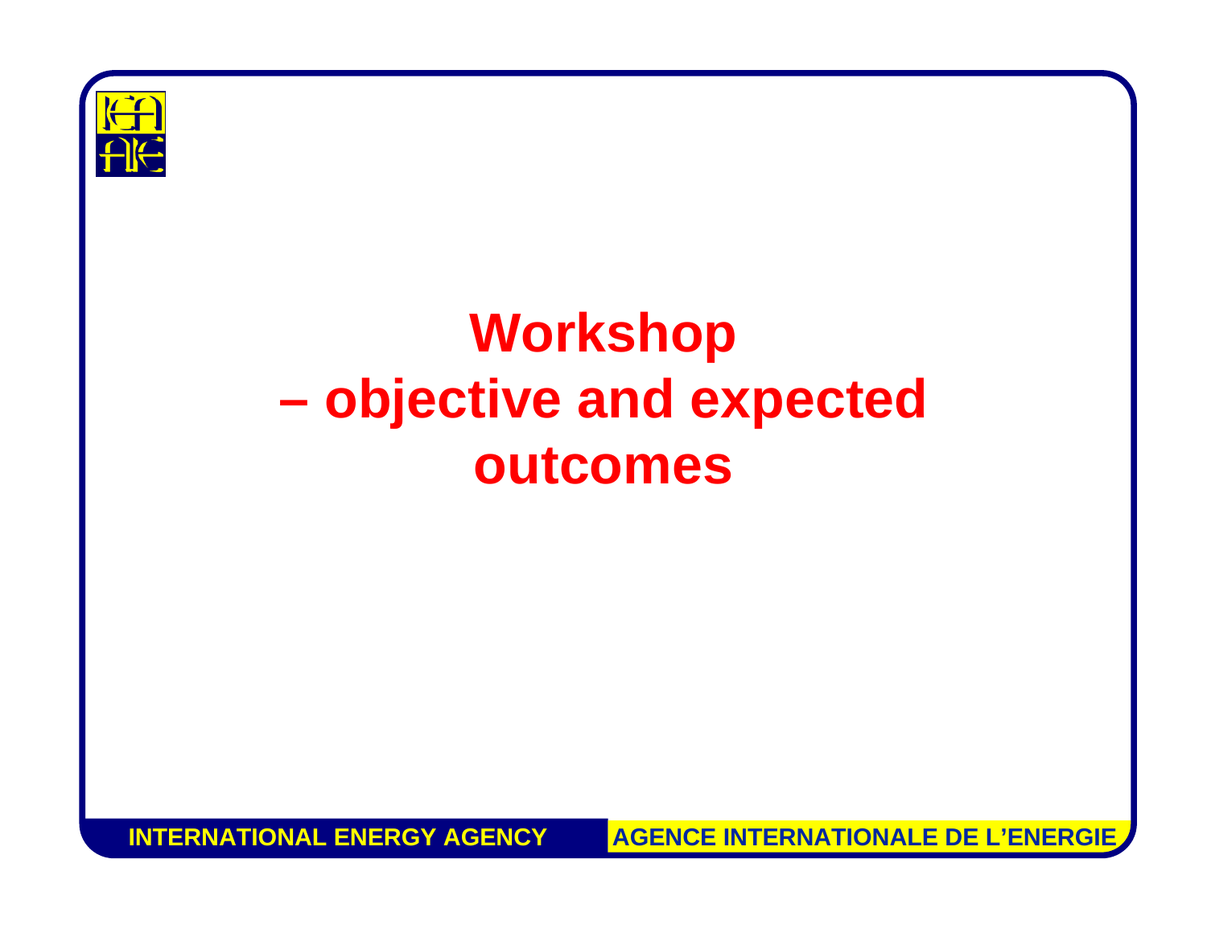# Workshop – objective and expected outcomes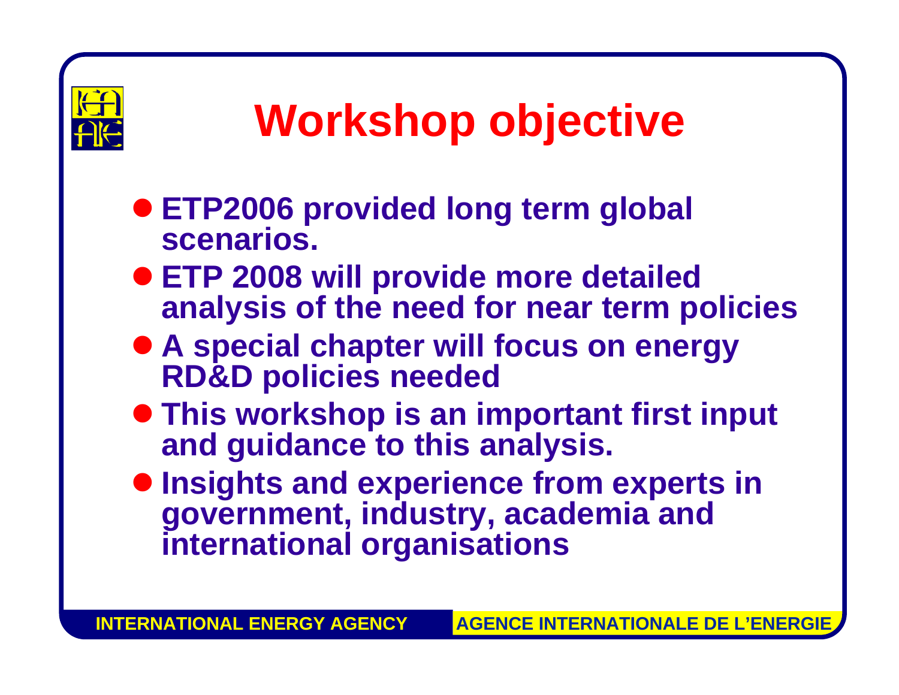# Workshop objective

- ETP2006 provided long term global scenarios.
- ETP 2008 will provide more detailed analysis of the need for near term policies
- A special chapter will focus on energy RD&D policies needed
- This workshop is an important first input and guidance to this analysis.
- Insights and experience from experts in government, industry, academia and international organisations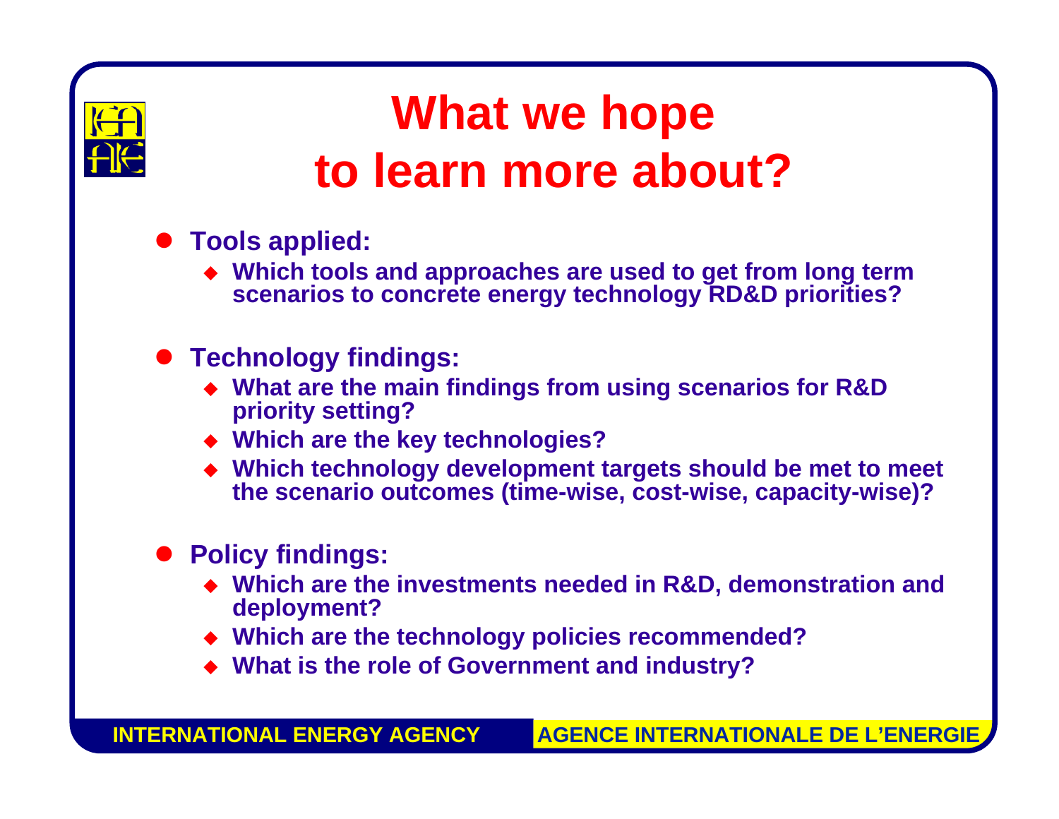# What we hope to learn more about?

- **Tools applied:**
  - **Which tools and approaches are used to get from long term scenarios to concrete energy technology RD&D priorities?**
- **Technology findings:**
  - **What are the main findings from using scenarios for R&D priority setting?**
  - **Which are the key technologies?**
  - **Which technology development targets should be met to meet the scenario outcomes (time-wise, cost-wise, capacity-wise)?**
- **Policy findings:**
  - **Which are the investments needed in R&D, demonstration and deployment?**
  - **Which are the technology policies recommended?**
  - **What is the role of Government and industry?**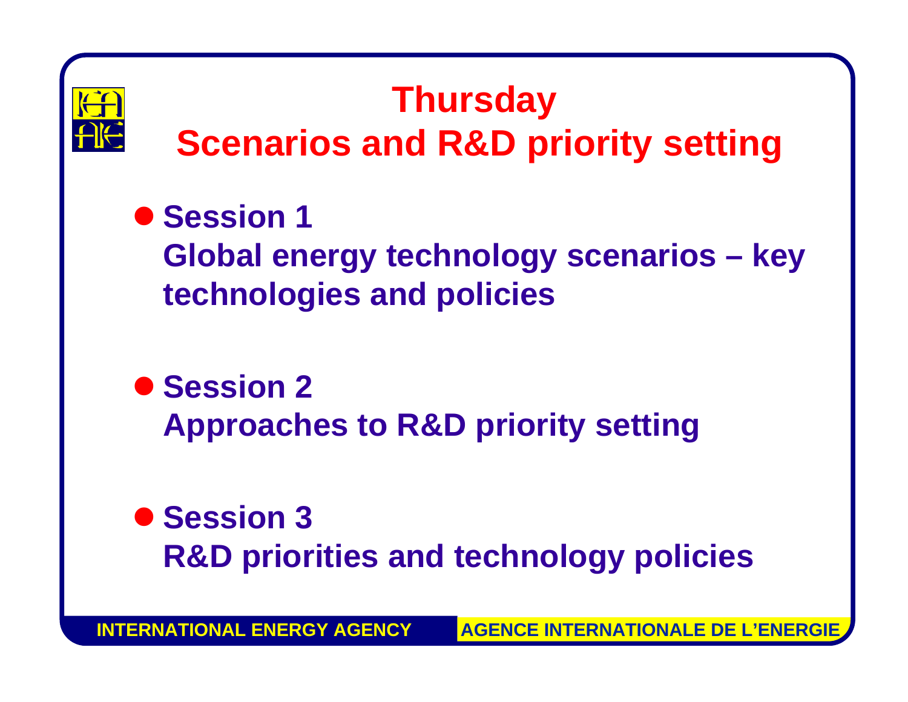# Thursday
# Scenarios and R&D priority setting

- **Session 1**
  **Global energy technology scenarios – key technologies and policies**

- **Session 2**
  **Approaches to R&D priority setting**

- **Session 3**
  **R&D priorities and technology policies**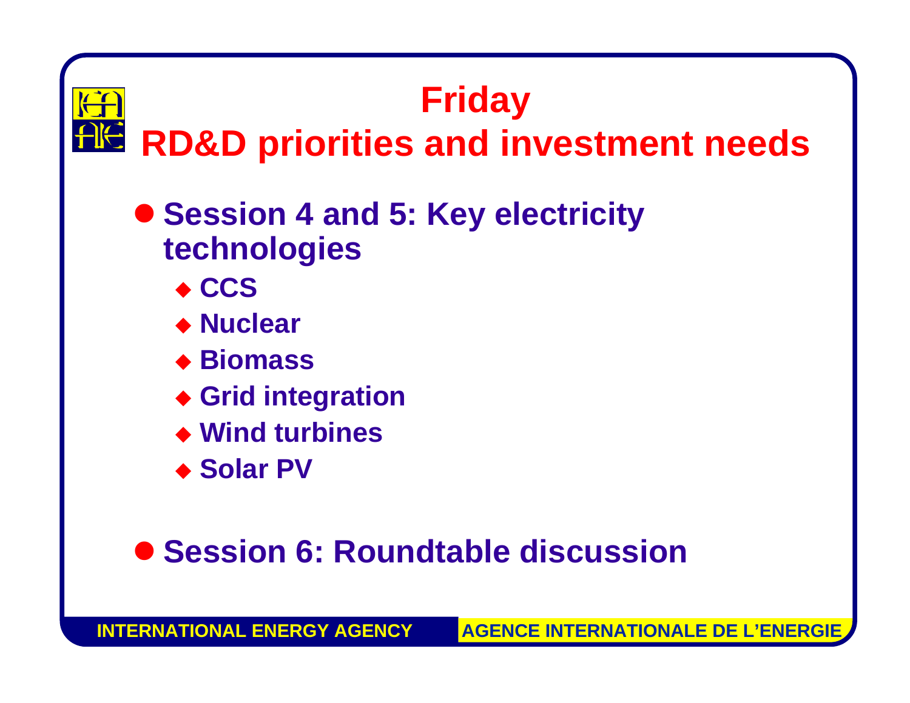# Friday
# RD&D priorities and investment needs

- **Session 4 and 5: Key electricity technologies**
  - **CCS**
  - **Nuclear**
  - **Biomass**
  - **Grid integration**
  - **Wind turbines**
  - **Solar PV**

- **Session 6: Roundtable discussion**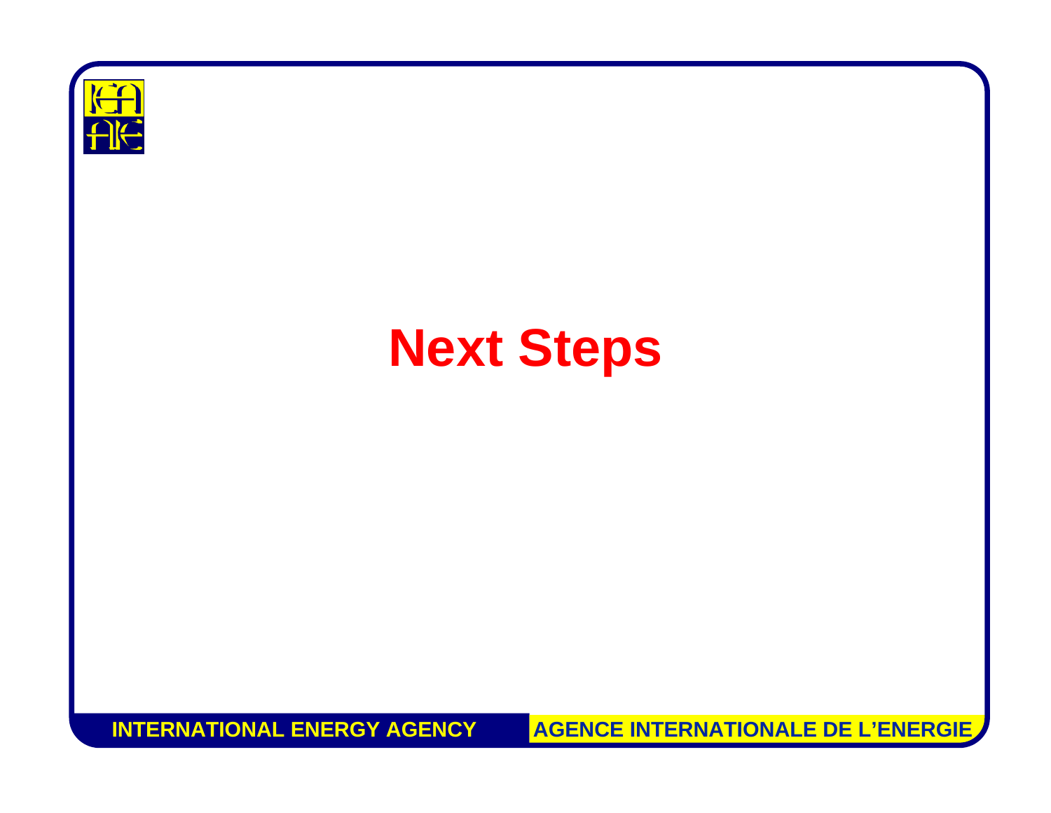# Next Steps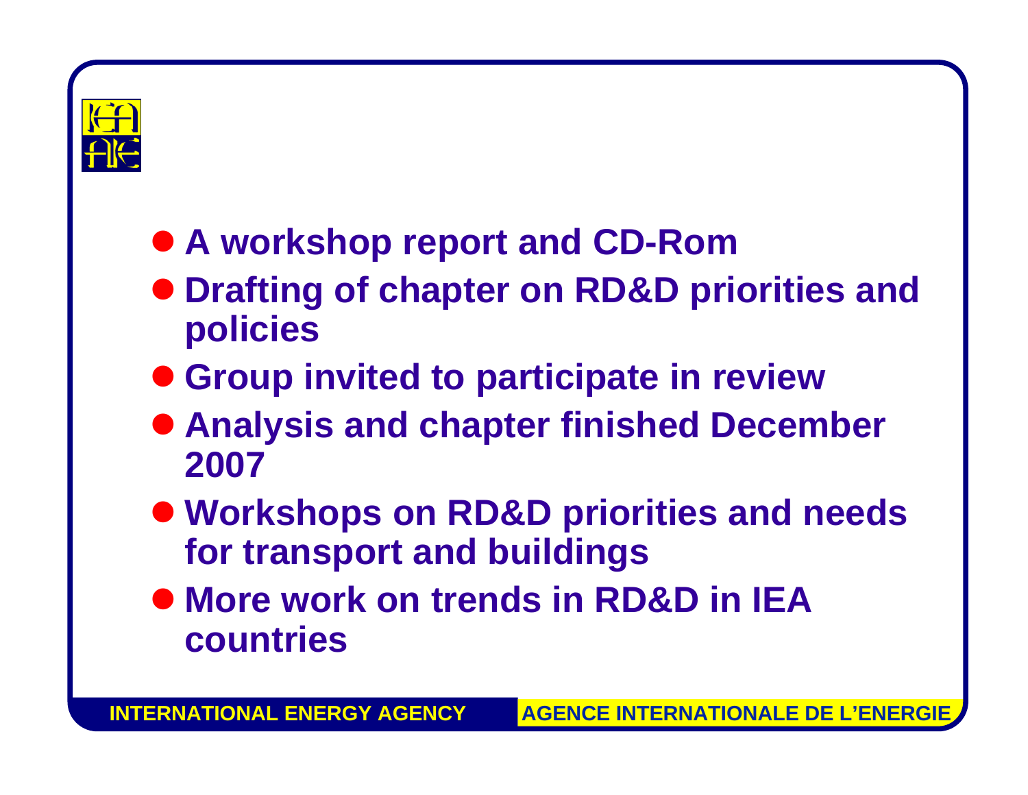- A workshop report and CD-Rom
- Drafting of chapter on RD&D priorities and policies
- Group invited to participate in review
- Analysis and chapter finished December 2007
- Workshops on RD&D priorities and needs for transport and buildings
- More work on trends in RD&D in IEA countries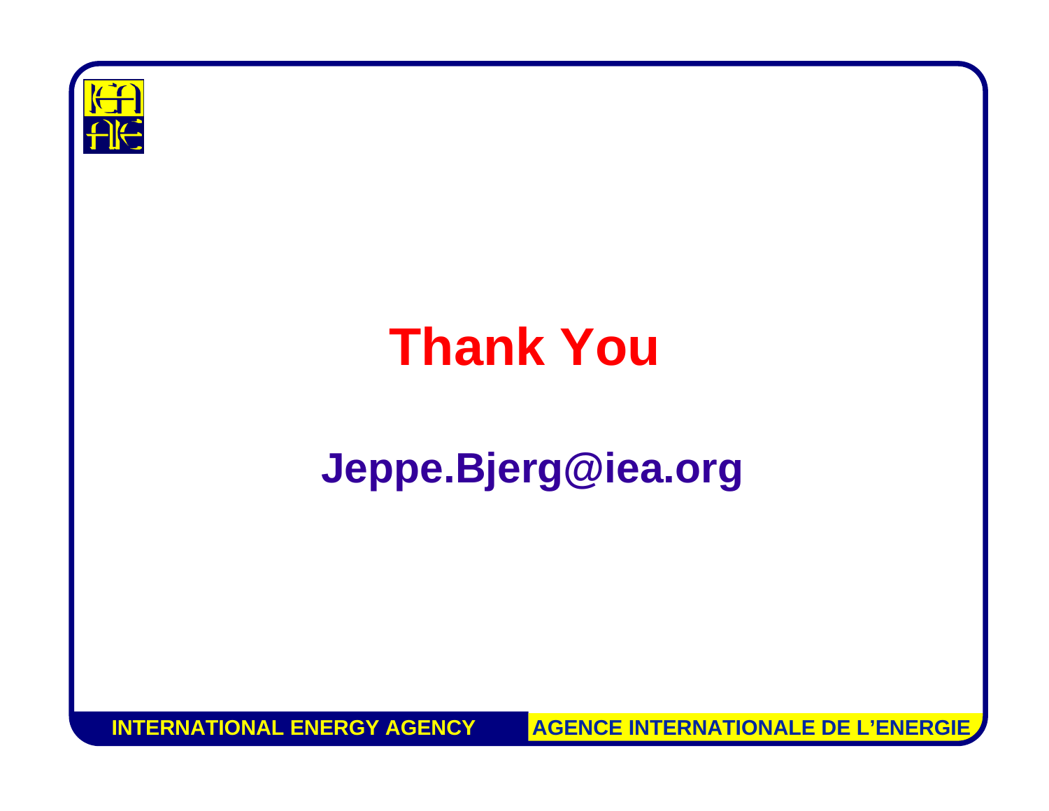# Thank You

**Jeppe.Bjerg@iea.org**